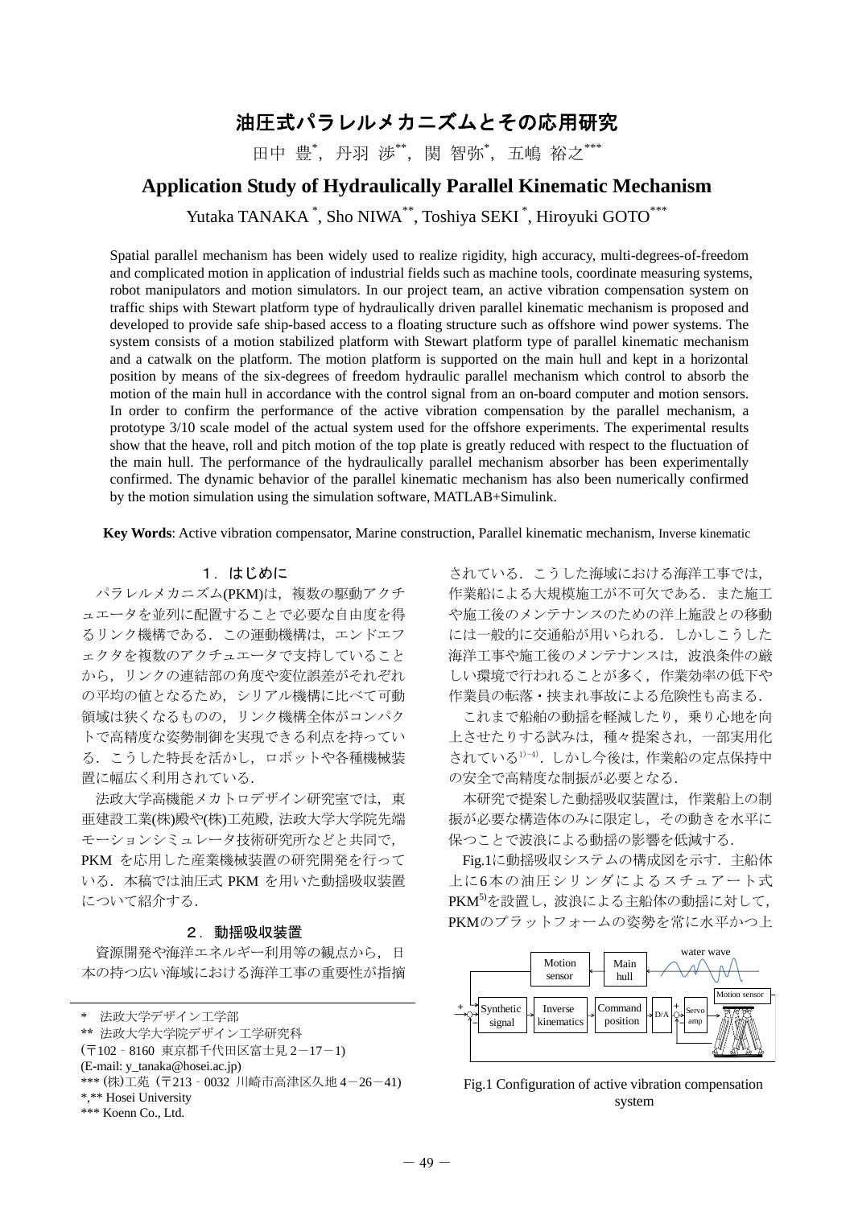# 油圧式パラレルメカニズムとその応用研究

田中 豊[*]，丹羽 渉[**]，関 智弥[*]，五嶋 裕之[***]

# Application Study of Hydraulically Parallel Kinematic Mechanism

Yutaka TANAKA [*], Sho NIWA[**], Toshiya SEKI [*], Hiroyuki GOTO[***]

Spatial parallel mechanism has been widely used to realize rigidity, high accuracy, multi-degrees-of-freedom and complicated motion in application of industrial fields such as machine tools, coordinate measuring systems, robot manipulators and motion simulators. In our project team, an active vibration compensation system on traffic ships with Stewart platform type of hydraulically driven parallel kinematic mechanism is proposed and developed to provide safe ship-based access to a floating structure such as offshore wind power systems. The system consists of a motion stabilized platform with Stewart platform type of parallel kinematic mechanism and a catwalk on the platform. The motion platform is supported on the main hull and kept in a horizontal position by means of the six-degrees of freedom hydraulic parallel mechanism which control to absorb the motion of the main hull in accordance with the control signal from an on-board computer and motion sensors. In order to confirm the performance of the active vibration compensation by the parallel mechanism, a prototype 3/10 scale model of the actual system used for the offshore experiments. The experimental results show that the heave, roll and pitch motion of the top plate is greatly reduced with respect to the fluctuation of the main hull. The performance of the hydraulically parallel mechanism absorber has been experimentally confirmed. The dynamic behavior of the parallel kinematic mechanism has also been numerically confirmed by the motion simulation using the simulation software, MATLAB+Simulink.

**Key Words**: Active vibration compensator, Marine construction, Parallel kinematic mechanism, Inverse kinematic

## １．はじめに

パラレルメカニズム(PKM)は，複数の駆動アクチュエータを並列に配置することで必要な自由度を得るリンク機構である．この運動機構は，エンドエフェクタを複数のアクチュエータで支持していることから，リンクの連結部の角度や変位誤差がそれぞれの平均の値となるため，シリアル機構に比べて可動領域は狭くなるものの，リンク機構全体がコンパクトで高精度な姿勢制御を実現できる利点を持っている．こうした特長を活かし，ロボットや各種機械装置に幅広く利用されている．

法政大学高機能メカトロデザイン研究室では，東亜建設工業(株)殿や(株)工苑殿，法政大学大学院先端モーションシミュレータ技術研究所などと共同で，PKM を応用した産業機械装置の研究開発を行っている．本稿では油圧式 PKM を用いた動揺吸収装置について紹介する．

## ２．動揺吸収装置

資源開発や海洋エネルギー利用等の観点から，日本の持つ広い海域における海洋工事の重要性が指摘されている．こうした海域における海洋工事では，作業船による大規模施工が不可欠である．また施工や施工後のメンテナンスのための洋上施設との移動には一般的に交通船が用いられる．しかしこうした海洋工事や施工後のメンテナンスは，波浪条件の厳しい環境で行われることが多く，作業効率の低下や作業員の転落・挟まれ事故による危険性も高まる．

これまで船舶の動揺を軽減したり，乗り心地を向上させたりする試みは，種々提案され，一部実用化されている[1)-4)]．しかし今後は，作業船の定点保持中の安全で高精度な制振が必要となる．

本研究で提案した動揺吸収装置は，作業船上の制振が必要な構造体のみに限定し，その動きを水平に保つことで波浪による動揺の影響を低減する．

Fig.1に動揺吸収システムの構成図を示す．主船体上に6本の油圧シリンダによるスチュアート式PKM[5)]を設置し，波浪による主船体の動揺に対して，PKMのプラットフォームの姿勢を常に水平かつ上

Fig.1 Configuration of active vibration compensation system

---

\* 法政大学デザイン工学部
\** 法政大学大学院デザイン工学研究科
(〒102‐8160 東京都千代田区富士見２－17－1)
(E-mail: y_tanaka@hosei.ac.jp)
\*** (株)工苑（〒213‐0032 川崎市高津区久地４－26－41)
\*,** Hosei University
\*** Koenn Co., Ltd.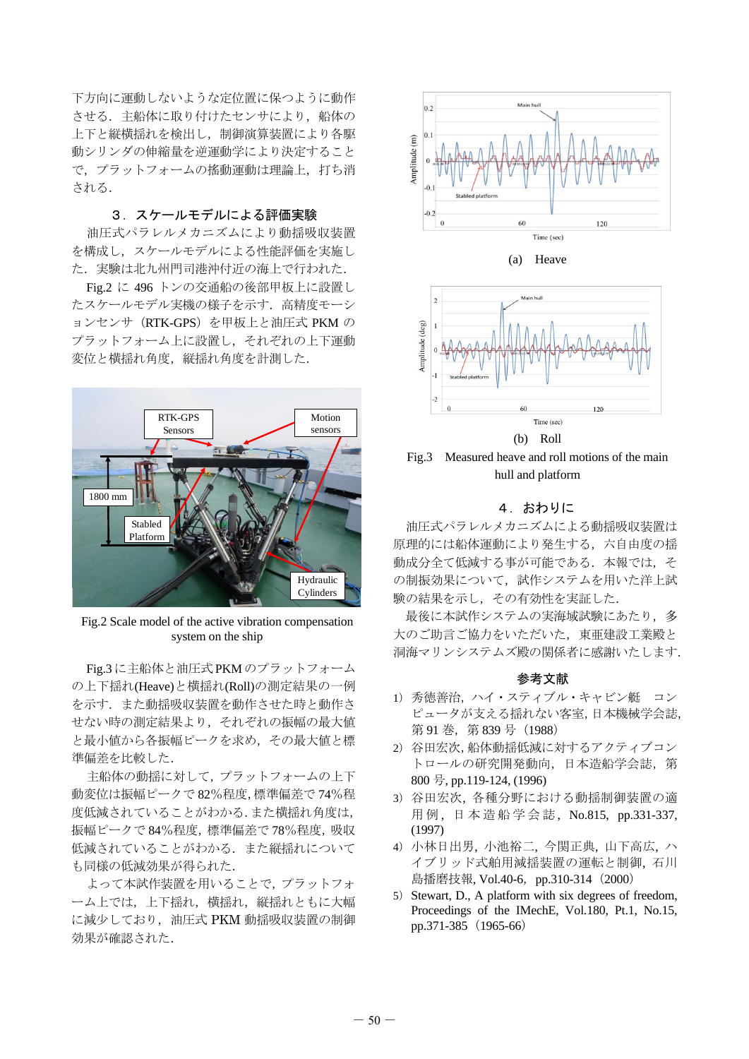下方向に運動しないような定位置に保つように動作させる．主船体に取り付けたセンサにより，船体の上下と縦横揺れを検出し，制御演算装置により各駆動シリンダの伸縮量を逆運動学により決定することで，プラットフォームの搖動運動は理論上，打ち消される．

## ３．スケールモデルによる評価実験

油圧式パラレルメカニズムにより動揺吸収装置を構成し，スケールモデルによる性能評価を実施した．実験は北九州門司港沖付近の海上で行われた．

Fig.2 に 496 トンの交通船の後部甲板上に設置したスケールモデル実機の様子を示す．高精度モーションセンサ（RTK-GPS）を甲板上と油圧式 PKM のプラットフォーム上に設置し，それぞれの上下運動変位と横揺れ角度，縦揺れ角度を計測した．

RTK-GPS Sensors
Motion sensors
1800 mm
Stabled Platform
Hydraulic Cylinders

Fig.2 Scale model of the active vibration compensation system on the ship

Fig.3 に主船体と油圧式 PKM のプラットフォームの上下揺れ(Heave)と横揺れ(Roll)の測定結果の一例を示す．また動揺吸収装置を動作させた時と動作させない時の測定結果より，それぞれの振幅の最大値と最小値から各振幅ピークを求め，その最大値と標準偏差を比較した．

主船体の動揺に対して，プラットフォームの上下動変位は振幅ピークで 82%程度，標準偏差で 74%程度低減されていることがわかる．また横揺れ角度は，振幅ピークで 84%程度，標準偏差で 78%程度，吸収低減されていることがわかる．また縦揺れについても同様の低減効果が得られた．

よって本試作装置を用いることで，プラットフォーム上では，上下揺れ，横揺れ，縦揺れともに大幅に減少しており，油圧式 PKM 動揺吸収装置の制御効果が確認された．

Main hull
Stabled platform
Amplitude (m)
0.2
0.1
0
-0.1
-0.2
0
60
120
Time (sec)

(a)　Heave

Main hull
Stabled platform
Amplitude (deg)
2
1
0
-1
-2
0
60
120
Time (sec)

(b)　Roll

Fig.3　Measured heave and roll motions of the main hull and platform

## ４．おわりに

油圧式パラレルメカニズムによる動揺吸収装置は原理的には船体運動により発生する，六自由度の揺動成分全て低減する事が可能である．本報では，その制振効果について，試作システムを用いた洋上試験の結果を示し，その有効性を実証した．

最後に本試作システムの実海域試験にあたり，多大のご助言ご協力をいただいた，東亜建設工業殿と洞海マリンシステムズ殿の関係者に感謝いたします．

### 参考文献

1）秀徳善治，ハイ・スティブル・キャビン艇　コンピュータが支える揺れない客室，日本機械学会誌，第 91 巻，第 839 号（1988）
2）谷田宏次，船体動揺低減に対するアクティブコントロールの研究開発動向，日本造船学会誌，第 800 号，pp.119-124, (1996)
3）谷田宏次，各種分野における動揺制御装置の適用例，日本造船学会誌，No.815, pp.331-337, (1997)
4）小林日出男，小池裕二，今関正典，山下高応，ハイブリッド式舶用減揺装置の運転と制御，石川島播磨技報，Vol.40-6,  pp.310-314（2000）
5）Stewart, D., A platform with six degrees of freedom, Proceedings of the IMechE, Vol.180, Pt.1, No.15, pp.371-385（1965-66）